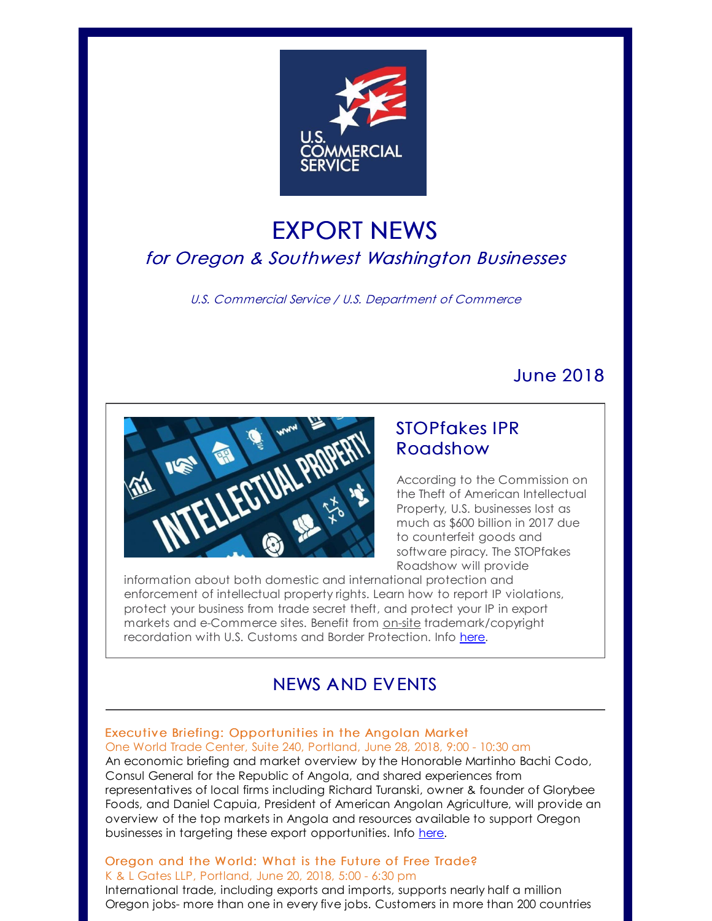# EXPORT NEWS

*for Oregon & Southwest Washington Businesses*

*U.S. Commercial Service / U.S. Department of Commerce*

June 2018

## STOPfakes IPR Roadshow

According to the Commission on the Theft of American Intellectual Property, U.S. businesses lost as much as $600 billion in 2017 due to counterfeit goods and software piracy. The STOPfakes Roadshow will provide information about both domestic and international protection and enforcement of intellectual property rights. Learn how to report IP violations, protect your business from trade secret theft, and protect your IP in export markets and e-Commerce sites. Benefit from on-site trademark/copyright recordation with U.S. Customs and Border Protection. Info here.

## NEWS AND EVENTS

### Executive Briefing: Opportunities in the Angolan Market

One World Trade Center, Suite 240, Portland, June 28, 2018, 9:00 - 10:30 am

An economic briefing and market overview by the Honorable Martinho Bachi Codo, Consul General for the Republic of Angola, and shared experiences from representatives of local firms including Richard Turanski, owner & founder of Glorybee Foods, and Daniel Capuia, President of American Angolan Agriculture, will provide an overview of the top markets in Angola and resources available to support Oregon businesses in targeting these export opportunities. Info here.

### Oregon and the World: What is the Future of Free Trade?

K & L Gates LLP, Portland, June 20, 2018, 5:00 - 6:30 pm

International trade, including exports and imports, supports nearly half a million Oregon jobs- more than one in every five jobs. Customers in more than 200 countries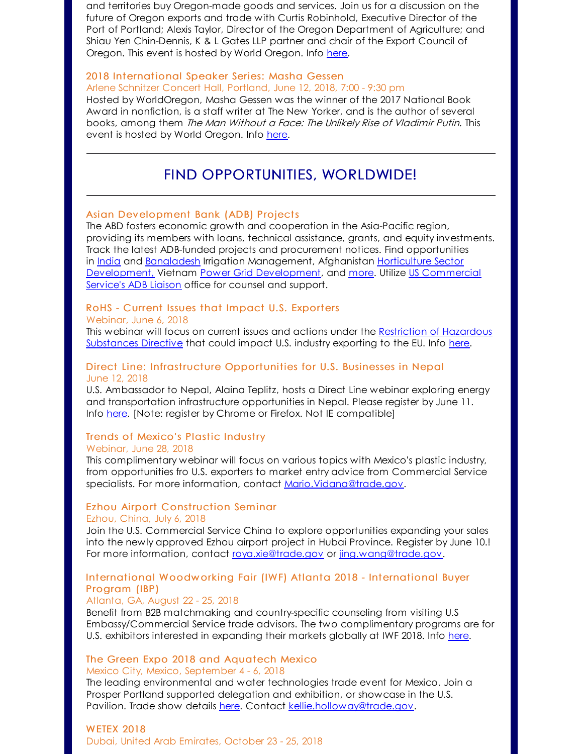and territories buy Oregon-made goods and services. Join us for a discussion on the future of Oregon exports and trade with Curtis Robinhold, Executive Director of the Port of Portland; Alexis Taylor, Director of the Oregon Department of Agriculture; and Shiau Yen Chin-Dennis, K & L Gates LLP partner and chair of the Export Council of Oregon. This event is hosted by World Oregon. Info here.

### 2018 International Speaker Series: Masha Gessen

Arlene Schnitzer Concert Hall, Portland, June 12, 2018, 7:00 - 9:30 pm

Hosted by WorldOregon, Masha Gessen was the winner of the 2017 National Book Award in nonfiction, is a staff writer at The New Yorker, and is the author of several books, among them *The Man Without a Face: The Unlikely Rise of Vladimir Putin*. This event is hosted by World Oregon. Info here.

---

## FIND OPPORTUNITIES, WORLDWIDE!

---

### Asian Development Bank (ADB) Projects

The ABD fosters economic growth and cooperation in the Asia-Pacific region, providing its members with loans, technical assistance, grants, and equity investments. Track the latest ADB-funded projects and procurement notices. Find opportunities in India and Bangladesh Irrigation Management, Afghanistan Horticulture Sector Development, Vietnam Power Grid Development, and more. Utilize US Commercial Service's ADB Liaison office for counsel and support.

### RoHS - Current Issues that Impact U.S. Exporters

Webinar, June 6, 2018

This webinar will focus on current issues and actions under the Restriction of Hazardous Substances Directive that could impact U.S. industry exporting to the EU. Info here.

### Direct Line: Infrastructure Opportunities for U.S. Businesses in Nepal

June 12, 2018

U.S. Ambassador to Nepal, Alaina Teplitz, hosts a Direct Line webinar exploring energy and transportation infrastructure opportunities in Nepal. Please register by June 11. Info here. [Note: register by Chrome or Firefox. Not IE compatible]

### Trends of Mexico's Plastic Industry

Webinar, June 28, 2018

This complimentary webinar will focus on various topics with Mexico's plastic industry, from opportunities fro U.S. exporters to market entry advice from Commercial Service specialists. For more information, contact Mario.Vidana@trade.gov.

### Ezhou Airport Construction Seminar

Ezhou, China, July 6, 2018

Join the U.S. Commercial Service China to explore opportunities expanding your sales into the newly approved Ezhou airport project in Hubai Province. Register by June 10.! For more information, contact roya.xie@trade.gov or jing.wang@trade.gov.

### International Woodworking Fair (IWF) Atlanta 2018 - International Buyer Program (IBP)

Atlanta, GA, August 22 - 25, 2018

Benefit from B2B matchmaking and country-specific counseling from visiting U.S Embassy/Commercial Service trade advisors. The two complimentary programs are for U.S. exhibitors interested in expanding their markets globally at IWF 2018. Info here.

### The Green Expo 2018 and Aquatech Mexico

Mexico City, Mexico, September 4 - 6, 2018

The leading environmental and water technologies trade event for Mexico. Join a Prosper Portland supported delegation and exhibition, or showcase in the U.S. Pavilion. Trade show details here. Contact kellie.holloway@trade.gov.

### WETEX 2018

Dubai, United Arab Emirates, October 23 - 25, 2018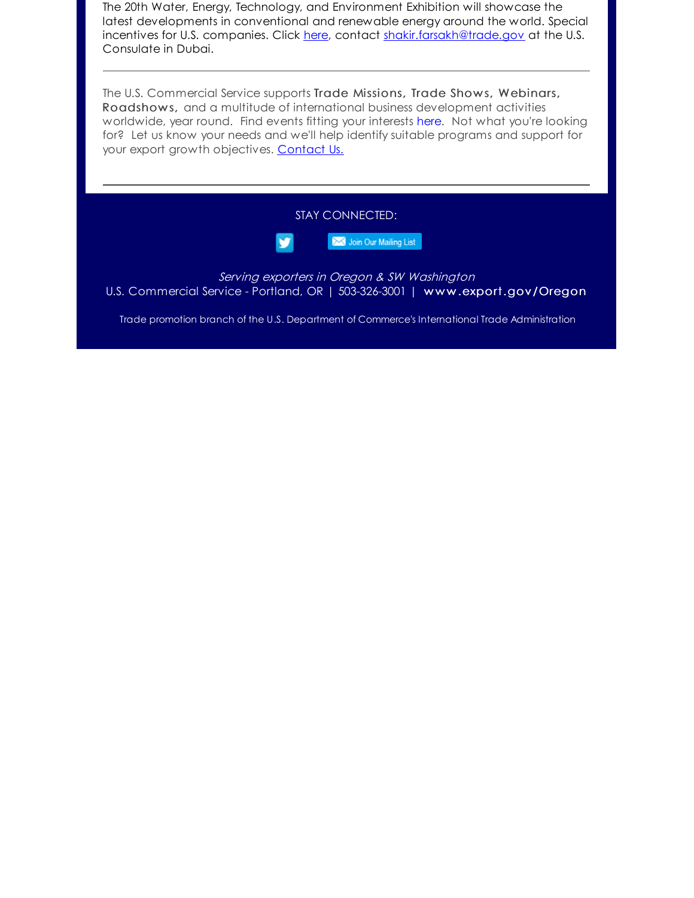The 20th Water, Energy, Technology, and Environment Exhibition will showcase the latest developments in conventional and renewable energy around the world. Special incentives for U.S. companies. Click here, contact shakir.farsakh@trade.gov at the U.S. Consulate in Dubai.

---

The U.S. Commercial Service supports **Trade Missions, Trade Shows, Webinars, Roadshows,** and a multitude of international business development activities worldwide, year round. Find events fitting your interests here. Not what you're looking for? Let us know your needs and we'll help identify suitable programs and support for your export growth objectives. Contact Us.

---

STAY CONNECTED:

Join Our Mailing List

*Serving exporters in Oregon & SW Washington*

U.S. Commercial Service - Portland, OR | 503-326-3001 | **www.export.gov/Oregon**

Trade promotion branch of the U.S. Department of Commerce's International Trade Administration